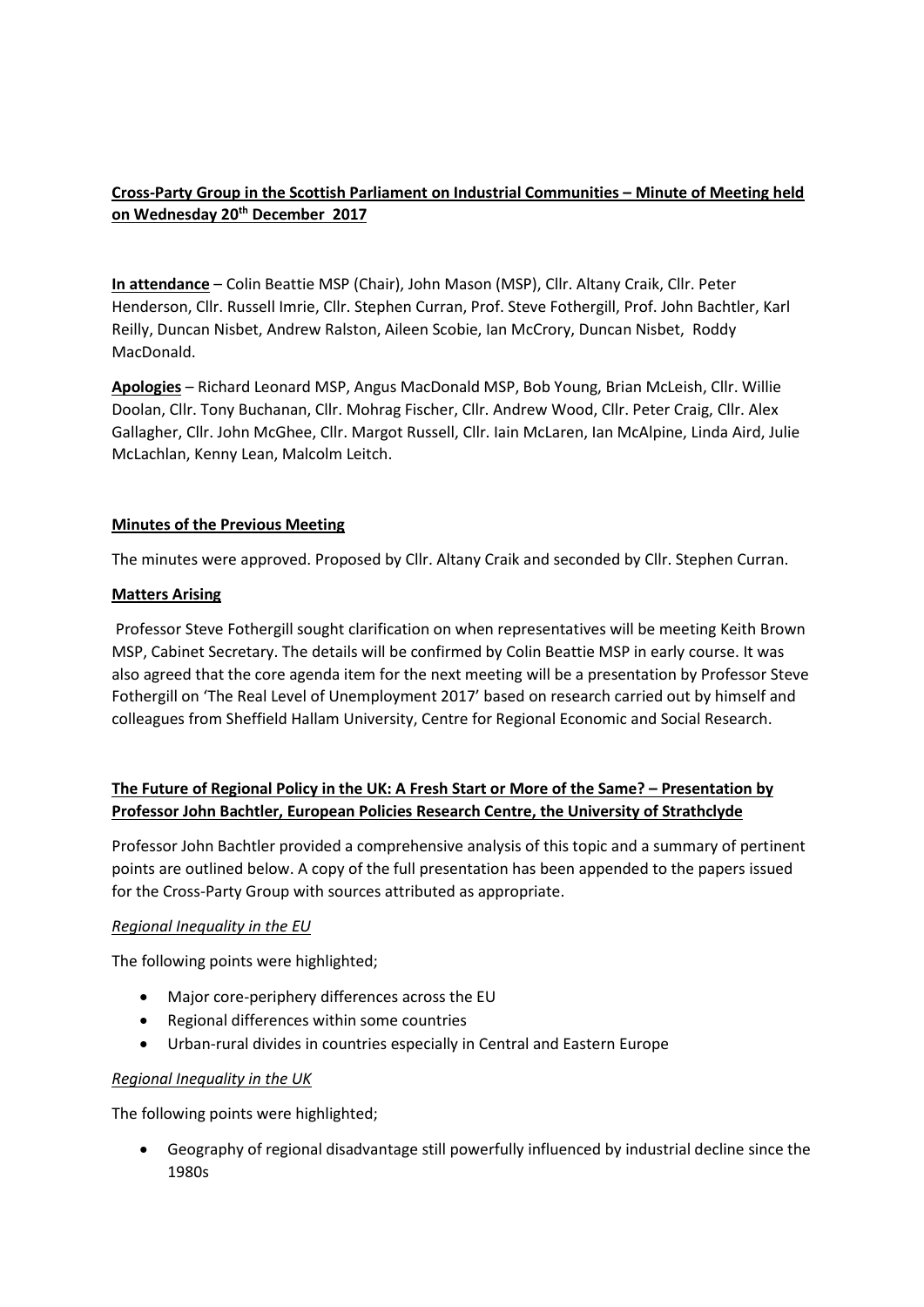**Cross-Party Group in the Scottish Parliament on Industrial Communities – Minute of Meeting held on Wednesday 20th December 2017**

**In attendance** – Colin Beattie MSP (Chair), John Mason (MSP), Cllr. Altany Craik, Cllr. Peter Henderson, Cllr. Russell Imrie, Cllr. Stephen Curran, Prof. Steve Fothergill, Prof. John Bachtler, Karl Reilly, Duncan Nisbet, Andrew Ralston, Aileen Scobie, Ian McCrory, Duncan Nisbet, Roddy MacDonald.

**Apologies** – Richard Leonard MSP, Angus MacDonald MSP, Bob Young, Brian McLeish, Cllr. Willie Doolan, Cllr. Tony Buchanan, Cllr. Mohrag Fischer, Cllr. Andrew Wood, Cllr. Peter Craig, Cllr. Alex Gallagher, Cllr. John McGhee, Cllr. Margot Russell, Cllr. Iain McLaren, Ian McAlpine, Linda Aird, Julie McLachlan, Kenny Lean, Malcolm Leitch.

**Minutes of the Previous Meeting**

The minutes were approved. Proposed by Cllr. Altany Craik and seconded by Cllr. Stephen Curran.

**Matters Arising**

Professor Steve Fothergill sought clarification on when representatives will be meeting Keith Brown MSP, Cabinet Secretary. The details will be confirmed by Colin Beattie MSP in early course. It was also agreed that the core agenda item for the next meeting will be a presentation by Professor Steve Fothergill on 'The Real Level of Unemployment 2017' based on research carried out by himself and colleagues from Sheffield Hallam University, Centre for Regional Economic and Social Research.

**The Future of Regional Policy in the UK: A Fresh Start or More of the Same? – Presentation by Professor John Bachtler, European Policies Research Centre, the University of Strathclyde**

Professor John Bachtler provided a comprehensive analysis of this topic and a summary of pertinent points are outlined below. A copy of the full presentation has been appended to the papers issued for the Cross-Party Group with sources attributed as appropriate.

*Regional Inequality in the EU*

The following points were highlighted;

- Major core-periphery differences across the EU
- Regional differences within some countries
- Urban-rural divides in countries especially in Central and Eastern Europe

*Regional Inequality in the UK*

The following points were highlighted;

- Geography of regional disadvantage still powerfully influenced by industrial decline since the 1980s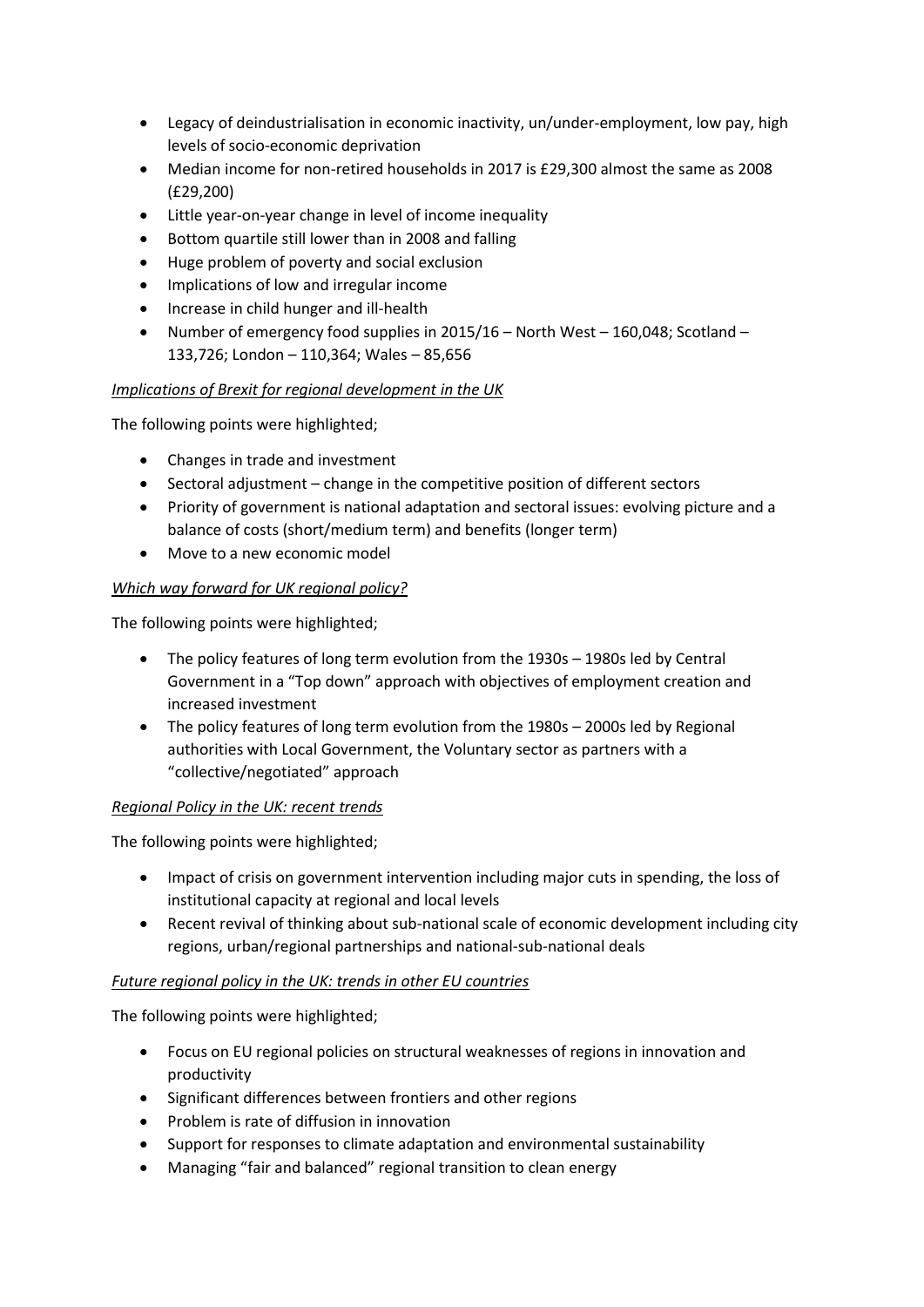- Legacy of deindustrialisation in economic inactivity, un/under-employment, low pay, high levels of socio-economic deprivation
- Median income for non-retired households in 2017 is £29,300 almost the same as 2008 (£29,200)
- Little year-on-year change in level of income inequality
- Bottom quartile still lower than in 2008 and falling
- Huge problem of poverty and social exclusion
- Implications of low and irregular income
- Increase in child hunger and ill-health
- Number of emergency food supplies in 2015/16 – North West – 160,048; Scotland – 133,726; London – 110,364; Wales – 85,656

*Implications of Brexit for regional development in the UK*

The following points were highlighted;

- Changes in trade and investment
- Sectoral adjustment – change in the competitive position of different sectors
- Priority of government is national adaptation and sectoral issues: evolving picture and a balance of costs (short/medium term) and benefits (longer term)
- Move to a new economic model

*Which way forward for UK regional policy?*

The following points were highlighted;

- The policy features of long term evolution from the 1930s – 1980s led by Central Government in a "Top down" approach with objectives of employment creation and increased investment
- The policy features of long term evolution from the 1980s – 2000s led by Regional authorities with Local Government, the Voluntary sector as partners with a "collective/negotiated" approach

*Regional Policy in the UK: recent trends*

The following points were highlighted;

- Impact of crisis on government intervention including major cuts in spending, the loss of institutional capacity at regional and local levels
- Recent revival of thinking about sub-national scale of economic development including city regions, urban/regional partnerships and national-sub-national deals

*Future regional policy in the UK: trends in other EU countries*

The following points were highlighted;

- Focus on EU regional policies on structural weaknesses of regions in innovation and productivity
- Significant differences between frontiers and other regions
- Problem is rate of diffusion in innovation
- Support for responses to climate adaptation and environmental sustainability
- Managing "fair and balanced" regional transition to clean energy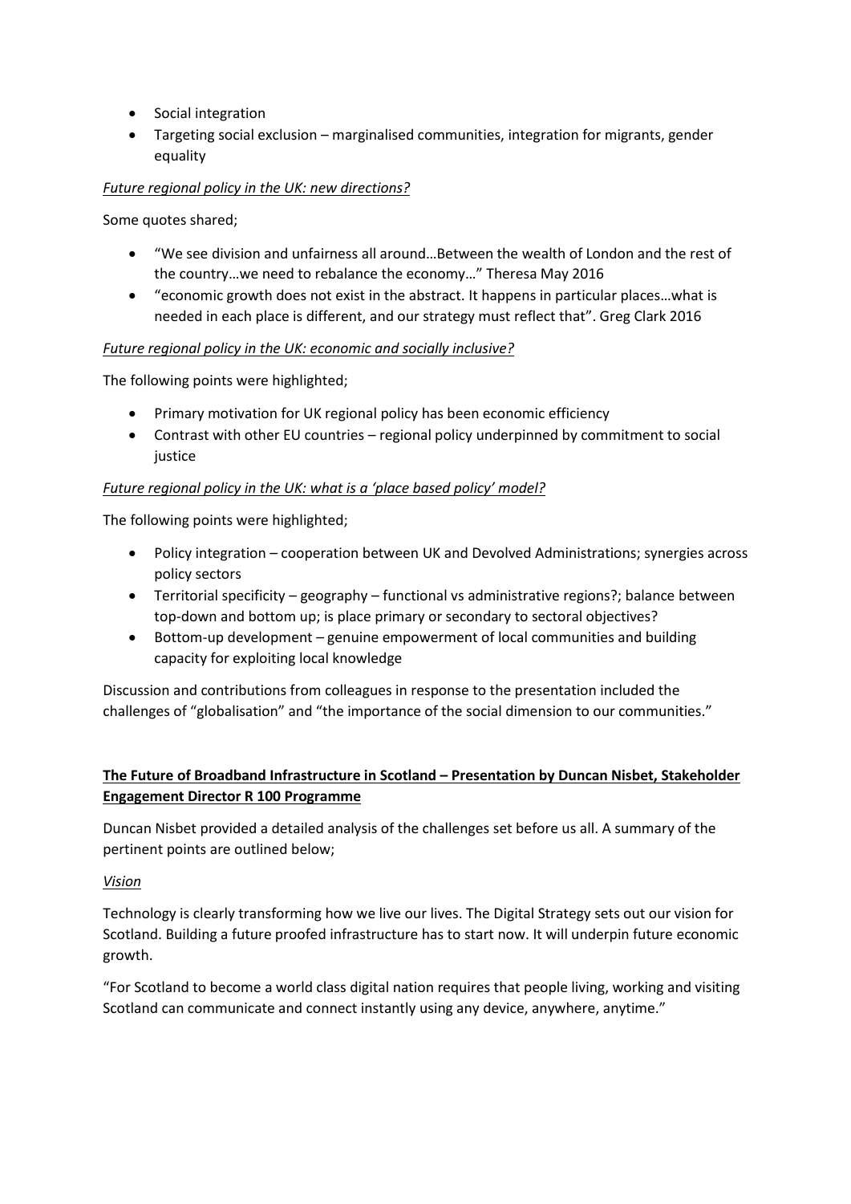- Social integration
- Targeting social exclusion – marginalised communities, integration for migrants, gender equality

*Future regional policy in the UK: new directions?*

Some quotes shared;

- "We see division and unfairness all around…Between the wealth of London and the rest of the country…we need to rebalance the economy…" Theresa May 2016
- "economic growth does not exist in the abstract. It happens in particular places…what is needed in each place is different, and our strategy must reflect that". Greg Clark 2016

*Future regional policy in the UK: economic and socially inclusive?*

The following points were highlighted;

- Primary motivation for UK regional policy has been economic efficiency
- Contrast with other EU countries – regional policy underpinned by commitment to social justice

*Future regional policy in the UK: what is a 'place based policy' model?*

The following points were highlighted;

- Policy integration – cooperation between UK and Devolved Administrations; synergies across policy sectors
- Territorial specificity – geography – functional vs administrative regions?; balance between top-down and bottom up; is place primary or secondary to sectoral objectives?
- Bottom-up development – genuine empowerment of local communities and building capacity for exploiting local knowledge

Discussion and contributions from colleagues in response to the presentation included the challenges of "globalisation" and "the importance of the social dimension to our communities."

**The Future of Broadband Infrastructure in Scotland – Presentation by Duncan Nisbet, Stakeholder Engagement Director R 100 Programme**

Duncan Nisbet provided a detailed analysis of the challenges set before us all. A summary of the pertinent points are outlined below;

*Vision*

Technology is clearly transforming how we live our lives. The Digital Strategy sets out our vision for Scotland. Building a future proofed infrastructure has to start now. It will underpin future economic growth.

"For Scotland to become a world class digital nation requires that people living, working and visiting Scotland can communicate and connect instantly using any device, anywhere, anytime."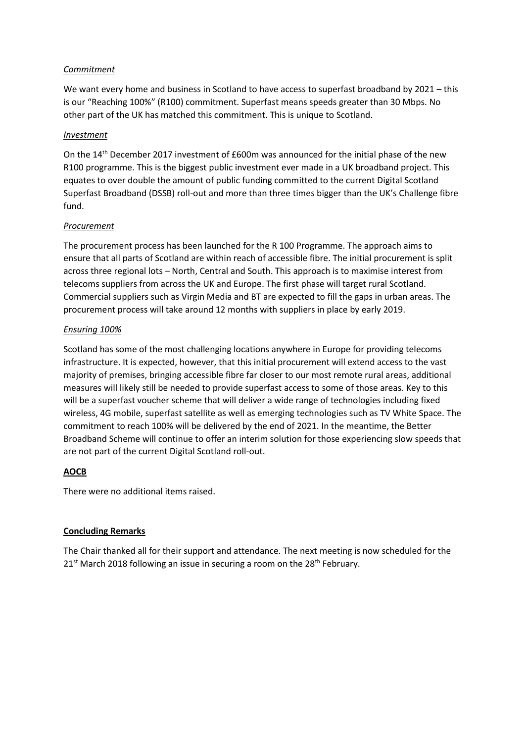*Commitment*

We want every home and business in Scotland to have access to superfast broadband by 2021 – this is our "Reaching 100%" (R100) commitment. Superfast means speeds greater than 30 Mbps. No other part of the UK has matched this commitment. This is unique to Scotland.

*Investment*

On the 14th December 2017 investment of £600m was announced for the initial phase of the new R100 programme. This is the biggest public investment ever made in a UK broadband project. This equates to over double the amount of public funding committed to the current Digital Scotland Superfast Broadband (DSSB) roll-out and more than three times bigger than the UK's Challenge fibre fund.

*Procurement*

The procurement process has been launched for the R 100 Programme. The approach aims to ensure that all parts of Scotland are within reach of accessible fibre. The initial procurement is split across three regional lots – North, Central and South. This approach is to maximise interest from telecoms suppliers from across the UK and Europe. The first phase will target rural Scotland. Commercial suppliers such as Virgin Media and BT are expected to fill the gaps in urban areas. The procurement process will take around 12 months with suppliers in place by early 2019.

*Ensuring 100%*

Scotland has some of the most challenging locations anywhere in Europe for providing telecoms infrastructure. It is expected, however, that this initial procurement will extend access to the vast majority of premises, bringing accessible fibre far closer to our most remote rural areas, additional measures will likely still be needed to provide superfast access to some of those areas. Key to this will be a superfast voucher scheme that will deliver a wide range of technologies including fixed wireless, 4G mobile, superfast satellite as well as emerging technologies such as TV White Space. The commitment to reach 100% will be delivered by the end of 2021. In the meantime, the Better Broadband Scheme will continue to offer an interim solution for those experiencing slow speeds that are not part of the current Digital Scotland roll-out.

**AOCB**

There were no additional items raised.

**Concluding Remarks**

The Chair thanked all for their support and attendance. The next meeting is now scheduled for the 21st March 2018 following an issue in securing a room on the 28th February.